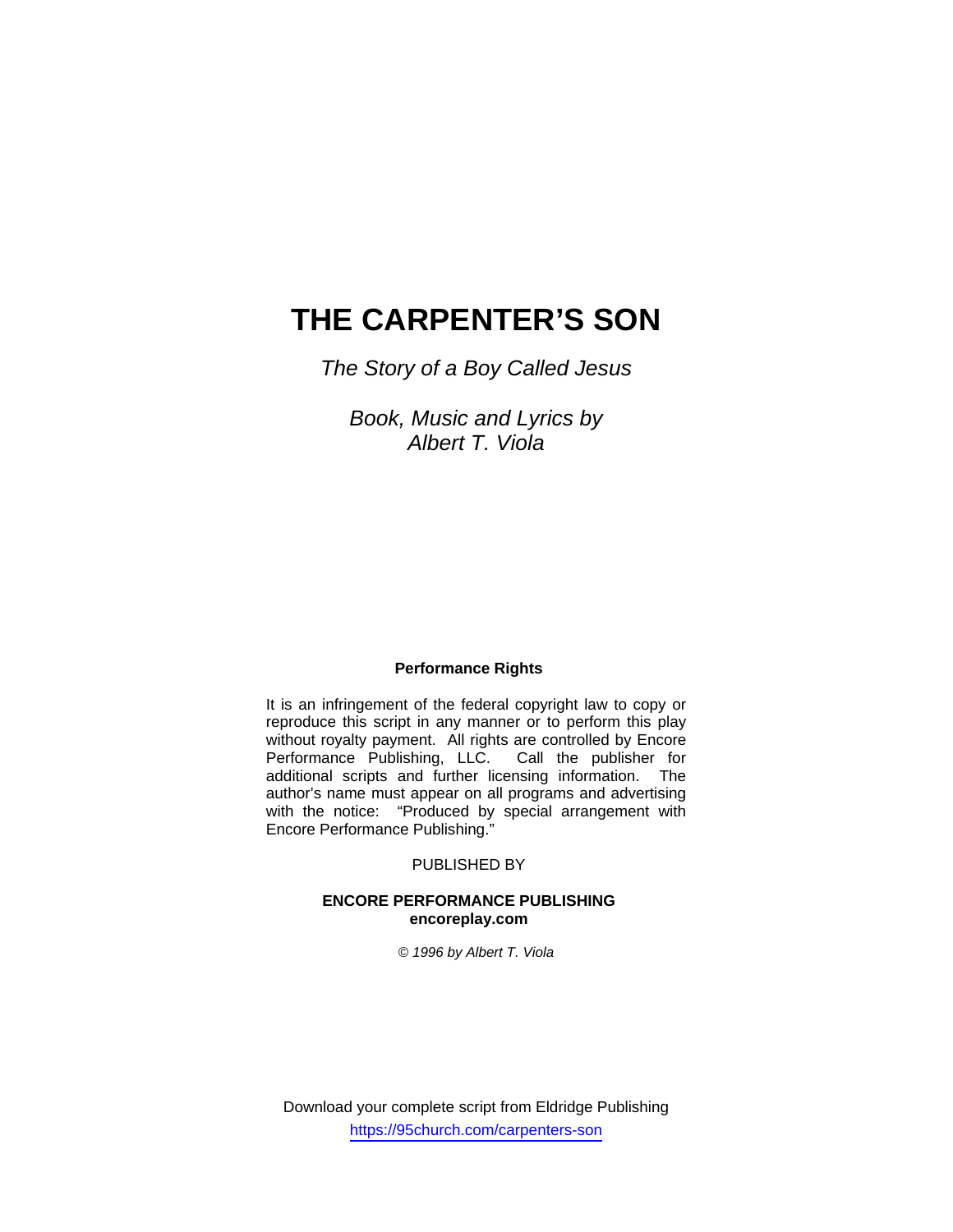# THE CARPENTER'S SON

*The Story of a Boy Called Jesus*

*Book, Music and Lyrics by*
*Albert T. Viola*

**Performance Rights**

It is an infringement of the federal copyright law to copy or reproduce this script in any manner or to perform this play without royalty payment. All rights are controlled by Encore Performance Publishing, LLC. Call the publisher for additional scripts and further licensing information. The author's name must appear on all programs and advertising with the notice: "Produced by special arrangement with Encore Performance Publishing."

PUBLISHED BY

**ENCORE PERFORMANCE PUBLISHING**
**encoreplay.com**

*© 1996 by Albert T. Viola*

Download your complete script from Eldridge Publishing
https://95church.com/carpenters-son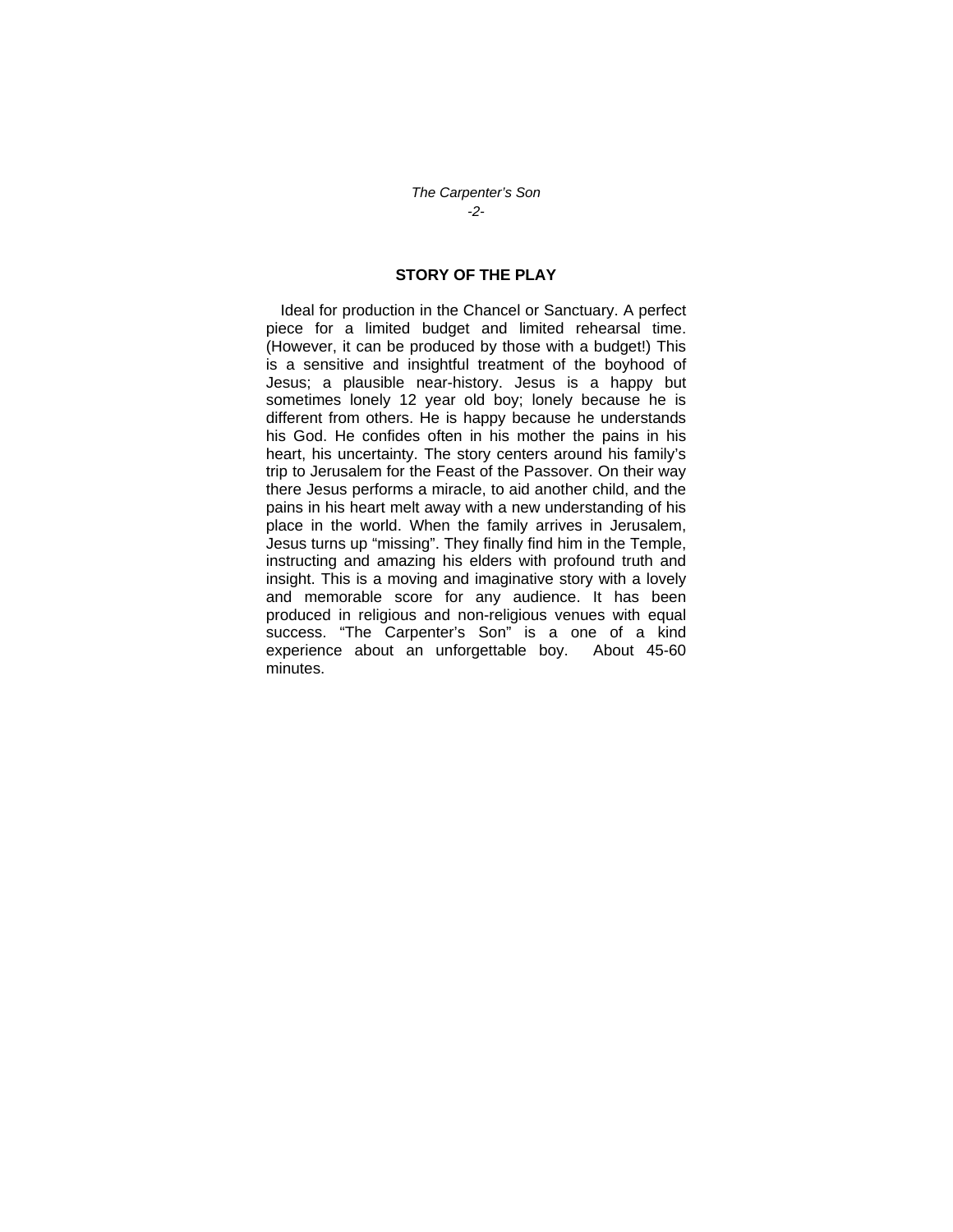## STORY OF THE PLAY

Ideal for production in the Chancel or Sanctuary. A perfect piece for a limited budget and limited rehearsal time. (However, it can be produced by those with a budget!) This is a sensitive and insightful treatment of the boyhood of Jesus; a plausible near-history. Jesus is a happy but sometimes lonely 12 year old boy; lonely because he is different from others. He is happy because he understands his God. He confides often in his mother the pains in his heart, his uncertainty. The story centers around his family's trip to Jerusalem for the Feast of the Passover. On their way there Jesus performs a miracle, to aid another child, and the pains in his heart melt away with a new understanding of his place in the world. When the family arrives in Jerusalem, Jesus turns up "missing". They finally find him in the Temple, instructing and amazing his elders with profound truth and insight. This is a moving and imaginative story with a lovely and memorable score for any audience. It has been produced in religious and non-religious venues with equal success. "The Carpenter's Son" is a one of a kind experience about an unforgettable boy. About 45-60 minutes.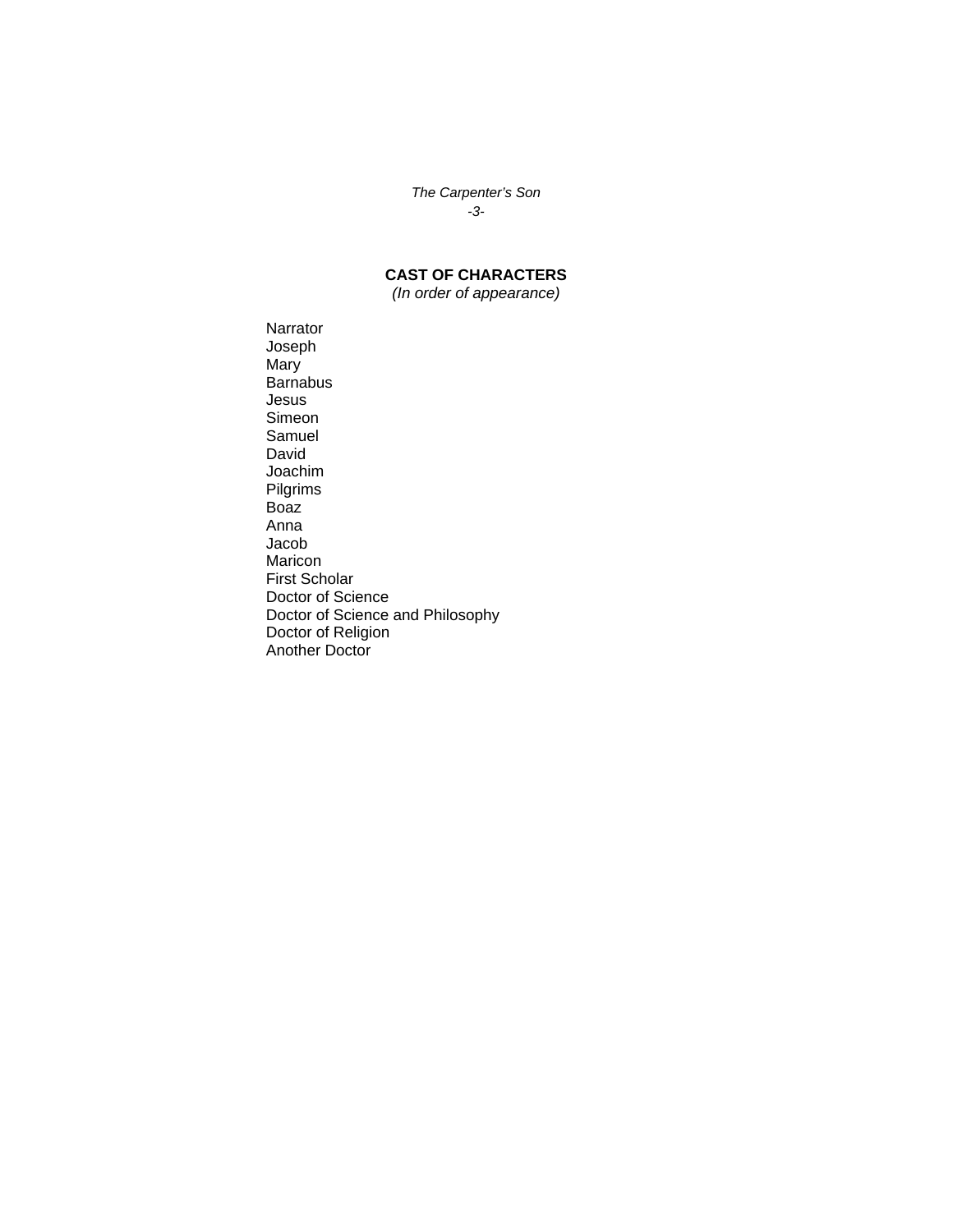## CAST OF CHARACTERS

*(In order of appearance)*

Narrator
Joseph
Mary
Barnabus
Jesus
Simeon
Samuel
David
Joachim
Pilgrims
Boaz
Anna
Jacob
Maricon
First Scholar
Doctor of Science
Doctor of Science and Philosophy
Doctor of Religion
Another Doctor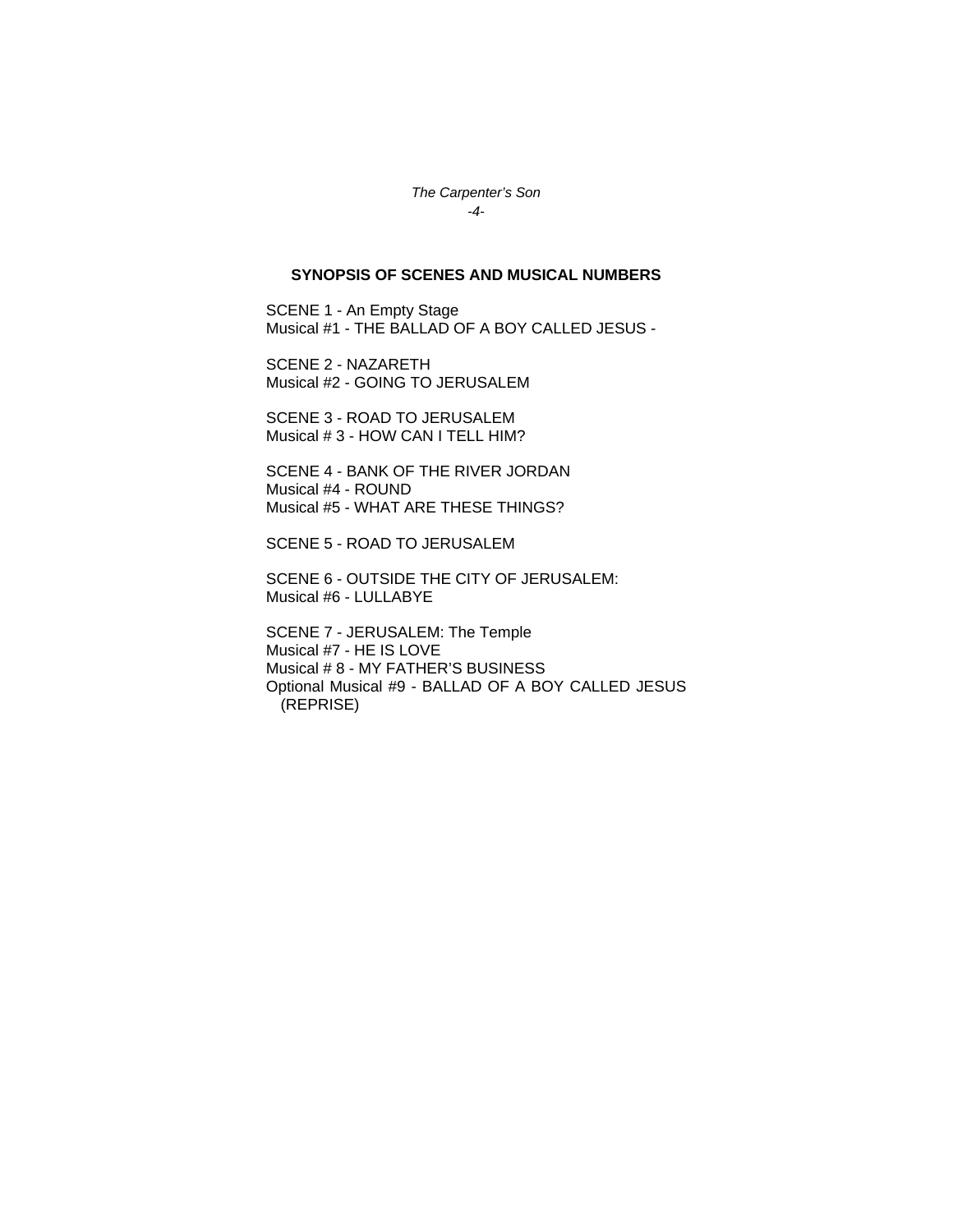## SYNOPSIS OF SCENES AND MUSICAL NUMBERS

SCENE 1 - An Empty Stage
Musical #1 - THE BALLAD OF A BOY CALLED JESUS -

SCENE 2 - NAZARETH
Musical #2 - GOING TO JERUSALEM

SCENE 3 - ROAD TO JERUSALEM
Musical # 3 - HOW CAN I TELL HIM?

SCENE 4 - BANK OF THE RIVER JORDAN
Musical #4 - ROUND
Musical #5 - WHAT ARE THESE THINGS?

SCENE 5 - ROAD TO JERUSALEM

SCENE 6 - OUTSIDE THE CITY OF JERUSALEM:
Musical #6 - LULLABYE

SCENE 7 - JERUSALEM: The Temple
Musical #7 - HE IS LOVE
Musical # 8 - MY FATHER'S BUSINESS
Optional Musical #9 - BALLAD OF A BOY CALLED JESUS (REPRISE)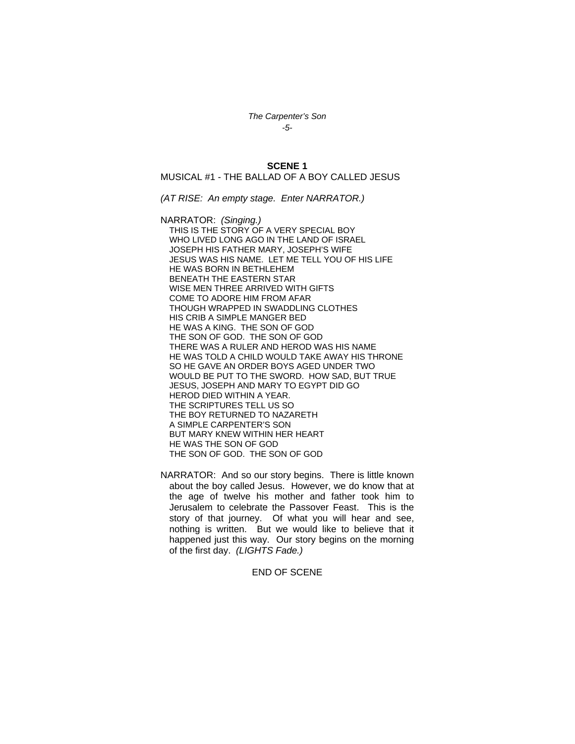**SCENE 1**

MUSICAL #1 - THE BALLAD OF A BOY CALLED JESUS

*(AT RISE: An empty stage. Enter NARRATOR.)*

NARRATOR: *(Singing.)*

THIS IS THE STORY OF A VERY SPECIAL BOY
WHO LIVED LONG AGO IN THE LAND OF ISRAEL
JOSEPH HIS FATHER MARY, JOSEPH'S WIFE
JESUS WAS HIS NAME. LET ME TELL YOU OF HIS LIFE
HE WAS BORN IN BETHLEHEM
BENEATH THE EASTERN STAR
WISE MEN THREE ARRIVED WITH GIFTS
COME TO ADORE HIM FROM AFAR
THOUGH WRAPPED IN SWADDLING CLOTHES
HIS CRIB A SIMPLE MANGER BED
HE WAS A KING. THE SON OF GOD
THE SON OF GOD. THE SON OF GOD
THERE WAS A RULER AND HEROD WAS HIS NAME
HE WAS TOLD A CHILD WOULD TAKE AWAY HIS THRONE
SO HE GAVE AN ORDER BOYS AGED UNDER TWO
WOULD BE PUT TO THE SWORD. HOW SAD, BUT TRUE
JESUS, JOSEPH AND MARY TO EGYPT DID GO
HEROD DIED WITHIN A YEAR.
THE SCRIPTURES TELL US SO
THE BOY RETURNED TO NAZARETH
A SIMPLE CARPENTER'S SON
BUT MARY KNEW WITHIN HER HEART
HE WAS THE SON OF GOD
THE SON OF GOD. THE SON OF GOD

NARRATOR: And so our story begins. There is little known about the boy called Jesus. However, we do know that at the age of twelve his mother and father took him to Jerusalem to celebrate the Passover Feast. This is the story of that journey. Of what you will hear and see, nothing is written. But we would like to believe that it happened just this way. Our story begins on the morning of the first day. *(LIGHTS Fade.)*

END OF SCENE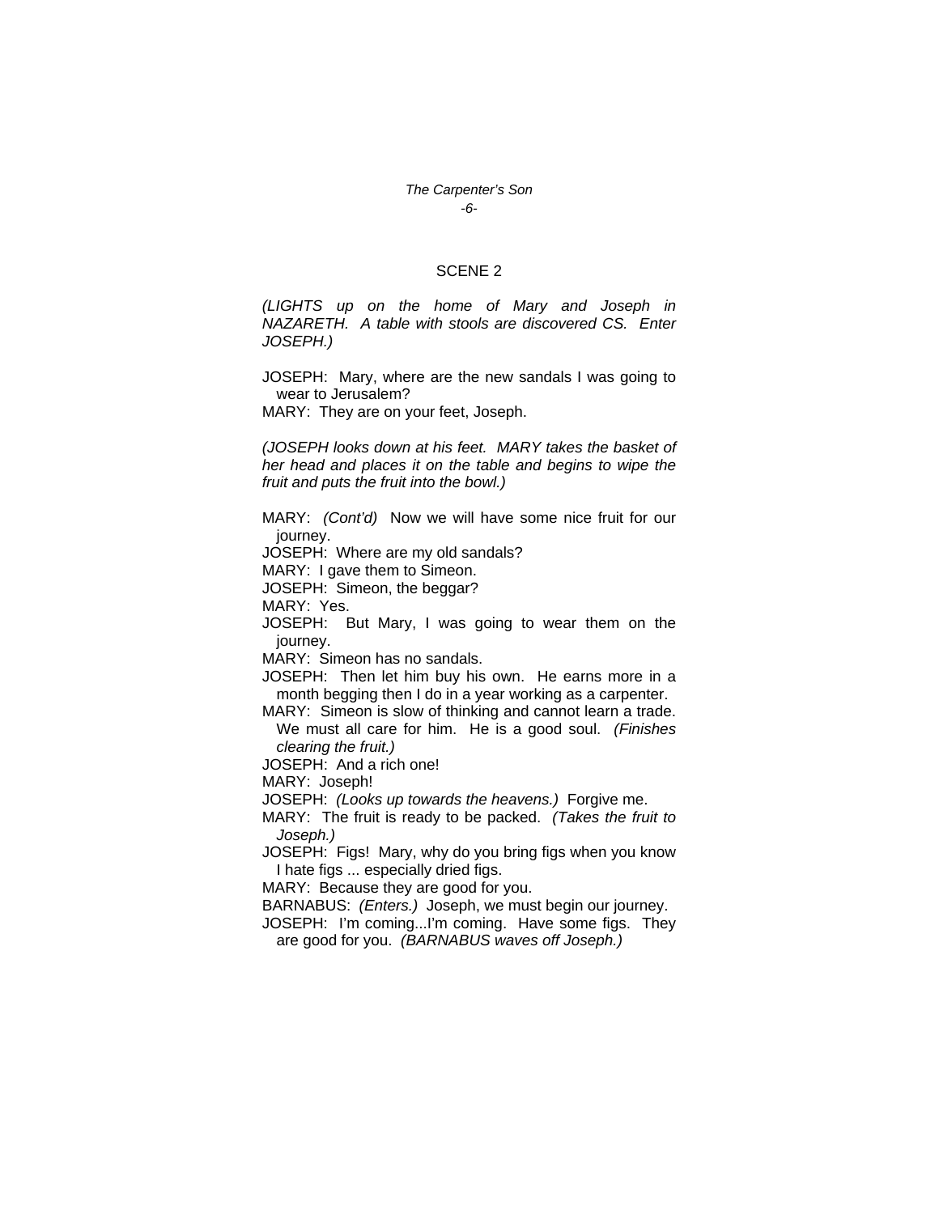## SCENE 2

*(LIGHTS up on the home of Mary and Joseph in NAZARETH. A table with stools are discovered CS. Enter JOSEPH.)*

JOSEPH: Mary, where are the new sandals I was going to wear to Jerusalem?

MARY: They are on your feet, Joseph.

*(JOSEPH looks down at his feet. MARY takes the basket of her head and places it on the table and begins to wipe the fruit and puts the fruit into the bowl.)*

MARY: *(Cont'd)* Now we will have some nice fruit for our journey.

JOSEPH: Where are my old sandals?

MARY: I gave them to Simeon.

JOSEPH: Simeon, the beggar?

MARY: Yes.

JOSEPH: But Mary, I was going to wear them on the journey.

MARY: Simeon has no sandals.

JOSEPH: Then let him buy his own. He earns more in a month begging then I do in a year working as a carpenter.

MARY: Simeon is slow of thinking and cannot learn a trade. We must all care for him. He is a good soul. *(Finishes clearing the fruit.)*

JOSEPH: And a rich one!

MARY: Joseph!

JOSEPH: *(Looks up towards the heavens.)* Forgive me.

MARY: The fruit is ready to be packed. *(Takes the fruit to Joseph.)*

JOSEPH: Figs! Mary, why do you bring figs when you know I hate figs ... especially dried figs.

MARY: Because they are good for you.

BARNABUS: *(Enters.)* Joseph, we must begin our journey.

JOSEPH: I'm coming...I'm coming. Have some figs. They are good for you. *(BARNABUS waves off Joseph.)*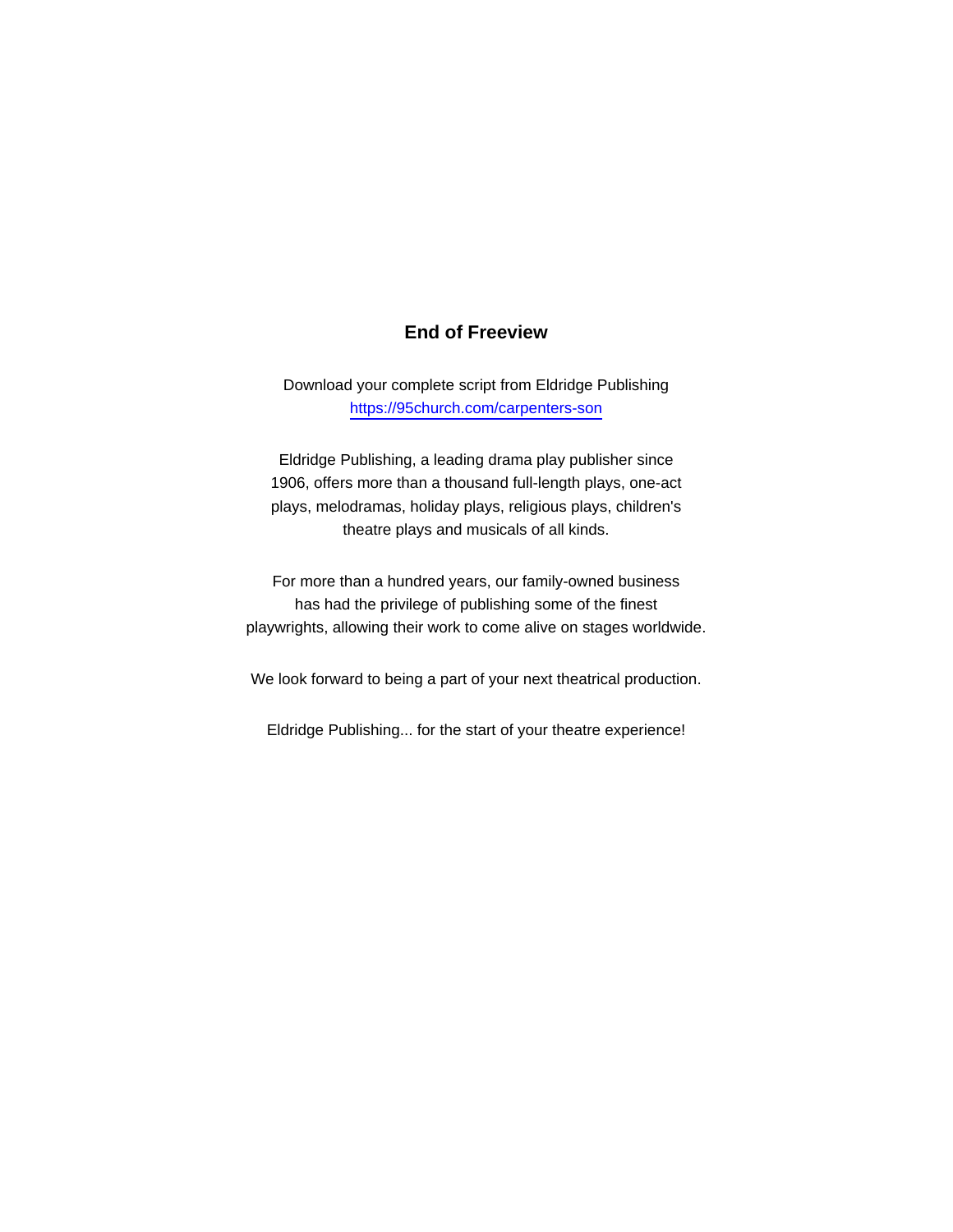## End of Freeview

Download your complete script from Eldridge Publishing
https://95church.com/carpenters-son

Eldridge Publishing, a leading drama play publisher since 1906, offers more than a thousand full-length plays, one-act plays, melodramas, holiday plays, religious plays, children's theatre plays and musicals of all kinds.

For more than a hundred years, our family-owned business has had the privilege of publishing some of the finest playwrights, allowing their work to come alive on stages worldwide.

We look forward to being a part of your next theatrical production.

Eldridge Publishing... for the start of your theatre experience!